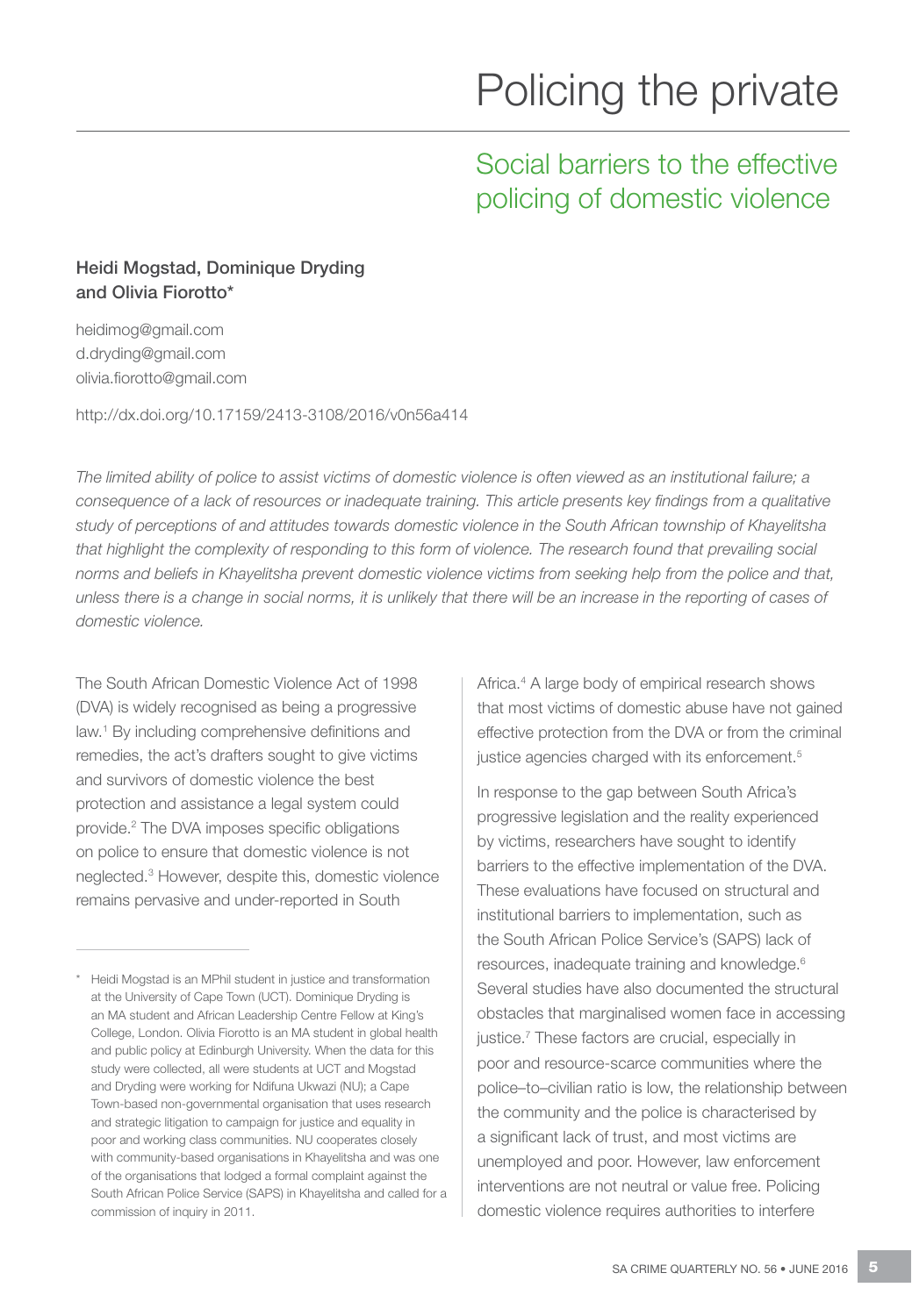# Policing the private

## Social barriers to the effective policing of domestic violence

**Heidi Mogstad, Dominique Dryding and Olivia Fiorotto***

heidimog@gmail.com
d.dryding@gmail.com
olivia.fiorotto@gmail.com

http://dx.doi.org/10.17159/2413-3108/2016/v0n56a414

*The limited ability of police to assist victims of domestic violence is often viewed as an institutional failure; a consequence of a lack of resources or inadequate training. This article presents key findings from a qualitative study of perceptions of and attitudes towards domestic violence in the South African township of Khayelitsha that highlight the complexity of responding to this form of violence. The research found that prevailing social norms and beliefs in Khayelitsha prevent domestic violence victims from seeking help from the police and that, unless there is a change in social norms, it is unlikely that there will be an increase in the reporting of cases of domestic violence.*

The South African Domestic Violence Act of 1998 (DVA) is widely recognised as being a progressive law.[1] By including comprehensive definitions and remedies, the act's drafters sought to give victims and survivors of domestic violence the best protection and assistance a legal system could provide.[2] The DVA imposes specific obligations on police to ensure that domestic violence is not neglected.[3] However, despite this, domestic violence remains pervasive and under-reported in South Africa.[4] A large body of empirical research shows that most victims of domestic abuse have not gained effective protection from the DVA or from the criminal justice agencies charged with its enforcement.[5]

In response to the gap between South Africa's progressive legislation and the reality experienced by victims, researchers have sought to identify barriers to the effective implementation of the DVA. These evaluations have focused on structural and institutional barriers to implementation, such as the South African Police Service's (SAPS) lack of resources, inadequate training and knowledge.[6] Several studies have also documented the structural obstacles that marginalised women face in accessing justice.[7] These factors are crucial, especially in poor and resource-scarce communities where the police–to–civilian ratio is low, the relationship between the community and the police is characterised by a significant lack of trust, and most victims are unemployed and poor. However, law enforcement interventions are not neutral or value free. Policing domestic violence requires authorities to interfere

\* Heidi Mogstad is an MPhil student in justice and transformation at the University of Cape Town (UCT). Dominique Dryding is an MA student and African Leadership Centre Fellow at King's College, London. Olivia Fiorotto is an MA student in global health and public policy at Edinburgh University. When the data for this study were collected, all were students at UCT and Mogstad and Dryding were working for Ndifuna Ukwazi (NU); a Cape Town-based non-governmental organisation that uses research and strategic litigation to campaign for justice and equality in poor and working class communities. NU cooperates closely with community-based organisations in Khayelitsha and was one of the organisations that lodged a formal complaint against the South African Police Service (SAPS) in Khayelitsha and called for a commission of inquiry in 2011.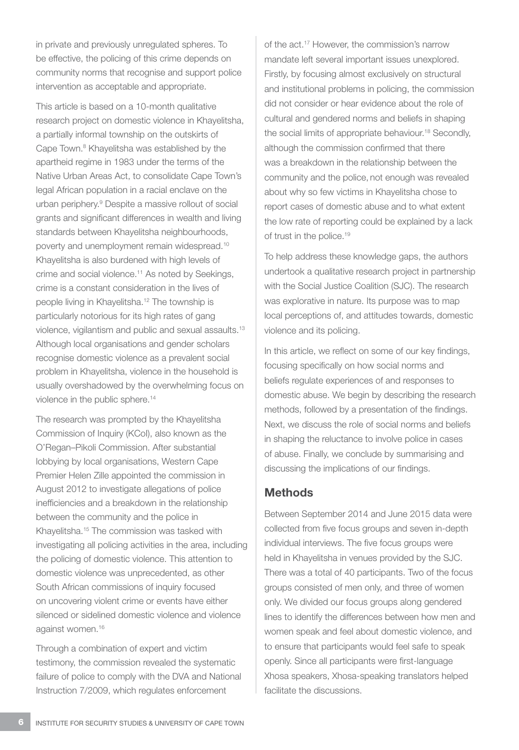in private and previously unregulated spheres. To be effective, the policing of this crime depends on community norms that recognise and support police intervention as acceptable and appropriate.

This article is based on a 10-month qualitative research project on domestic violence in Khayelitsha, a partially informal township on the outskirts of Cape Town.[8] Khayelitsha was established by the apartheid regime in 1983 under the terms of the Native Urban Areas Act, to consolidate Cape Town's legal African population in a racial enclave on the urban periphery.[9] Despite a massive rollout of social grants and significant differences in wealth and living standards between Khayelitsha neighbourhoods, poverty and unemployment remain widespread.[10] Khayelitsha is also burdened with high levels of crime and social violence.[11] As noted by Seekings, crime is a constant consideration in the lives of people living in Khayelitsha.[12] The township is particularly notorious for its high rates of gang violence, vigilantism and public and sexual assaults.[13] Although local organisations and gender scholars recognise domestic violence as a prevalent social problem in Khayelitsha, violence in the household is usually overshadowed by the overwhelming focus on violence in the public sphere.[14]

The research was prompted by the Khayelitsha Commission of Inquiry (KCoI), also known as the O'Regan–Pikoli Commission. After substantial lobbying by local organisations, Western Cape Premier Helen Zille appointed the commission in August 2012 to investigate allegations of police inefficiencies and a breakdown in the relationship between the community and the police in Khayelitsha.[15] The commission was tasked with investigating all policing activities in the area, including the policing of domestic violence. This attention to domestic violence was unprecedented, as other South African commissions of inquiry focused on uncovering violent crime or events have either silenced or sidelined domestic violence and violence against women.[16]

Through a combination of expert and victim testimony, the commission revealed the systematic failure of police to comply with the DVA and National Instruction 7/2009, which regulates enforcement of the act.[17] However, the commission's narrow mandate left several important issues unexplored. Firstly, by focusing almost exclusively on structural and institutional problems in policing, the commission did not consider or hear evidence about the role of cultural and gendered norms and beliefs in shaping the social limits of appropriate behaviour.[18] Secondly, although the commission confirmed that there was a breakdown in the relationship between the community and the police, not enough was revealed about why so few victims in Khayelitsha chose to report cases of domestic abuse and to what extent the low rate of reporting could be explained by a lack of trust in the police.[19]

To help address these knowledge gaps, the authors undertook a qualitative research project in partnership with the Social Justice Coalition (SJC). The research was explorative in nature. Its purpose was to map local perceptions of, and attitudes towards, domestic violence and its policing.

In this article, we reflect on some of our key findings, focusing specifically on how social norms and beliefs regulate experiences of and responses to domestic abuse. We begin by describing the research methods, followed by a presentation of the findings. Next, we discuss the role of social norms and beliefs in shaping the reluctance to involve police in cases of abuse. Finally, we conclude by summarising and discussing the implications of our findings.

## Methods

Between September 2014 and June 2015 data were collected from five focus groups and seven in-depth individual interviews. The five focus groups were held in Khayelitsha in venues provided by the SJC. There was a total of 40 participants. Two of the focus groups consisted of men only, and three of women only. We divided our focus groups along gendered lines to identify the differences between how men and women speak and feel about domestic violence, and to ensure that participants would feel safe to speak openly. Since all participants were first-language Xhosa speakers, Xhosa-speaking translators helped facilitate the discussions.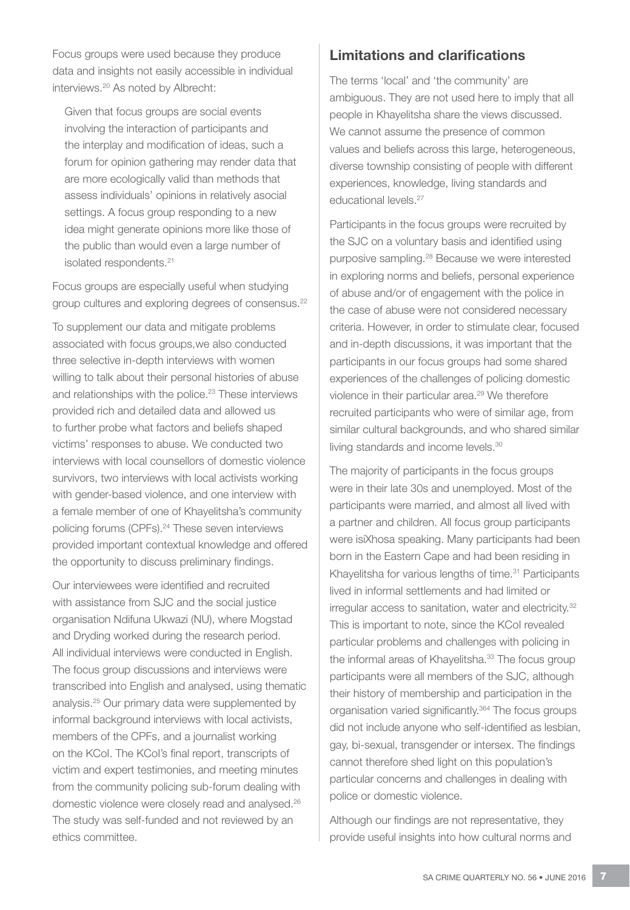Focus groups were used because they produce data and insights not easily accessible in individual interviews.[20] As noted by Albrecht:

> Given that focus groups are social events involving the interaction of participants and the interplay and modification of ideas, such a forum for opinion gathering may render data that are more ecologically valid than methods that assess individuals' opinions in relatively asocial settings. A focus group responding to a new idea might generate opinions more like those of the public than would even a large number of isolated respondents.[21]

Focus groups are especially useful when studying group cultures and exploring degrees of consensus.[22]

To supplement our data and mitigate problems associated with focus groups,we also conducted three selective in-depth interviews with women willing to talk about their personal histories of abuse and relationships with the police.[23] These interviews provided rich and detailed data and allowed us to further probe what factors and beliefs shaped victims' responses to abuse. We conducted two interviews with local counsellors of domestic violence survivors, two interviews with local activists working with gender-based violence, and one interview with a female member of one of Khayelitsha's community policing forums (CPFs).[24] These seven interviews provided important contextual knowledge and offered the opportunity to discuss preliminary findings.

Our interviewees were identified and recruited with assistance from SJC and the social justice organisation Ndifuna Ukwazi (NU), where Mogstad and Dryding worked during the research period. All individual interviews were conducted in English. The focus group discussions and interviews were transcribed into English and analysed, using thematic analysis.[25] Our primary data were supplemented by informal background interviews with local activists, members of the CPFs, and a journalist working on the KCoI. The KCoI's final report, transcripts of victim and expert testimonies, and meeting minutes from the community policing sub-forum dealing with domestic violence were closely read and analysed.[26] The study was self-funded and not reviewed by an ethics committee.

## Limitations and clarifications

The terms 'local' and 'the community' are ambiguous. They are not used here to imply that all people in Khayelitsha share the views discussed. We cannot assume the presence of common values and beliefs across this large, heterogeneous, diverse township consisting of people with different experiences, knowledge, living standards and educational levels.[27]

Participants in the focus groups were recruited by the SJC on a voluntary basis and identified using purposive sampling.[28] Because we were interested in exploring norms and beliefs, personal experience of abuse and/or of engagement with the police in the case of abuse were not considered necessary criteria. However, in order to stimulate clear, focused and in-depth discussions, it was important that the participants in our focus groups had some shared experiences of the challenges of policing domestic violence in their particular area.[29] We therefore recruited participants who were of similar age, from similar cultural backgrounds, and who shared similar living standards and income levels.[30]

The majority of participants in the focus groups were in their late 30s and unemployed. Most of the participants were married, and almost all lived with a partner and children. All focus group participants were isiXhosa speaking. Many participants had been born in the Eastern Cape and had been residing in Khayelitsha for various lengths of time.[31] Participants lived in informal settlements and had limited or irregular access to sanitation, water and electricity.[32] This is important to note, since the KCoI revealed particular problems and challenges with policing in the informal areas of Khayelitsha.[33] The focus group participants were all members of the SJC, although their history of membership and participation in the organisation varied significantly.[364] The focus groups did not include anyone who self-identified as lesbian, gay, bi-sexual, transgender or intersex. The findings cannot therefore shed light on this population's particular concerns and challenges in dealing with police or domestic violence.

Although our findings are not representative, they provide useful insights into how cultural norms and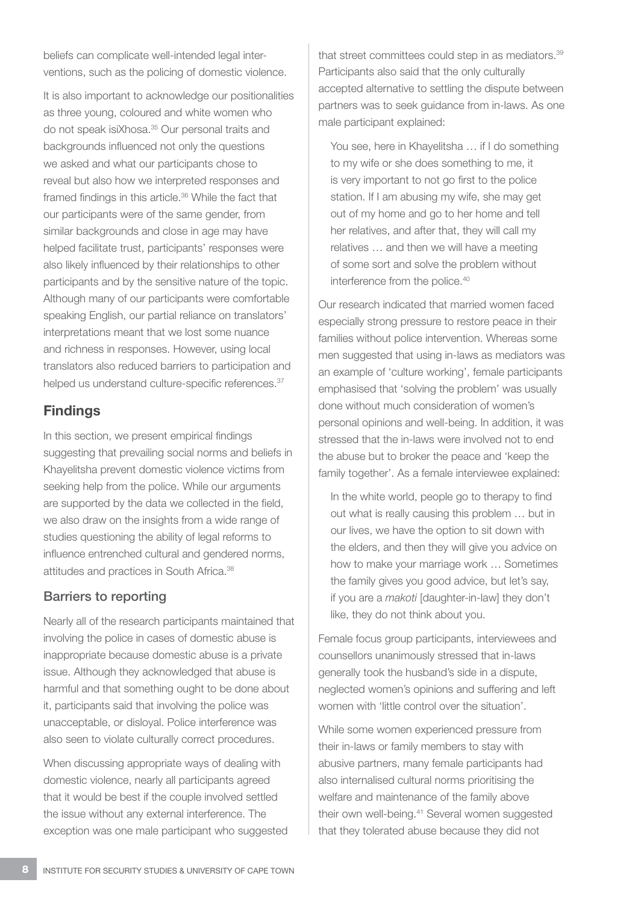beliefs can complicate well-intended legal interventions, such as the policing of domestic violence.

It is also important to acknowledge our positionalities as three young, coloured and white women who do not speak isiXhosa.[35] Our personal traits and backgrounds influenced not only the questions we asked and what our participants chose to reveal but also how we interpreted responses and framed findings in this article.[36] While the fact that our participants were of the same gender, from similar backgrounds and close in age may have helped facilitate trust, participants' responses were also likely influenced by their relationships to other participants and by the sensitive nature of the topic. Although many of our participants were comfortable speaking English, our partial reliance on translators' interpretations meant that we lost some nuance and richness in responses. However, using local translators also reduced barriers to participation and helped us understand culture-specific references.[37]

## Findings

In this section, we present empirical findings suggesting that prevailing social norms and beliefs in Khayelitsha prevent domestic violence victims from seeking help from the police. While our arguments are supported by the data we collected in the field, we also draw on the insights from a wide range of studies questioning the ability of legal reforms to influence entrenched cultural and gendered norms, attitudes and practices in South Africa.[38]

### Barriers to reporting

Nearly all of the research participants maintained that involving the police in cases of domestic abuse is inappropriate because domestic abuse is a private issue. Although they acknowledged that abuse is harmful and that something ought to be done about it, participants said that involving the police was unacceptable, or disloyal. Police interference was also seen to violate culturally correct procedures.

When discussing appropriate ways of dealing with domestic violence, nearly all participants agreed that it would be best if the couple involved settled the issue without any external interference. The exception was one male participant who suggested that street committees could step in as mediators.[39] Participants also said that the only culturally accepted alternative to settling the dispute between partners was to seek guidance from in-laws. As one male participant explained:

> You see, here in Khayelitsha … if I do something to my wife or she does something to me, it is very important to not go first to the police station. If I am abusing my wife, she may get out of my home and go to her home and tell her relatives, and after that, they will call my relatives … and then we will have a meeting of some sort and solve the problem without interference from the police.[40]

Our research indicated that married women faced especially strong pressure to restore peace in their families without police intervention. Whereas some men suggested that using in-laws as mediators was an example of 'culture working', female participants emphasised that 'solving the problem' was usually done without much consideration of women's personal opinions and well-being. In addition, it was stressed that the in-laws were involved not to end the abuse but to broker the peace and 'keep the family together'. As a female interviewee explained:

> In the white world, people go to therapy to find out what is really causing this problem … but in our lives, we have the option to sit down with the elders, and then they will give you advice on how to make your marriage work … Sometimes the family gives you good advice, but let's say, if you are a *makoti* [daughter-in-law] they don't like, they do not think about you.

Female focus group participants, interviewees and counsellors unanimously stressed that in-laws generally took the husband's side in a dispute, neglected women's opinions and suffering and left women with 'little control over the situation'.

While some women experienced pressure from their in-laws or family members to stay with abusive partners, many female participants had also internalised cultural norms prioritising the welfare and maintenance of the family above their own well-being.[41] Several women suggested that they tolerated abuse because they did not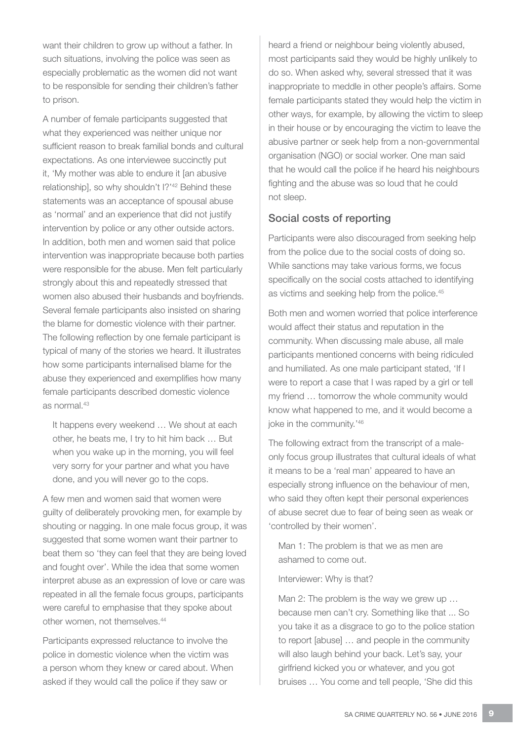want their children to grow up without a father. In such situations, involving the police was seen as especially problematic as the women did not want to be responsible for sending their children's father to prison.

A number of female participants suggested that what they experienced was neither unique nor sufficient reason to break familial bonds and cultural expectations. As one interviewee succinctly put it, 'My mother was able to endure it [an abusive relationship], so why shouldn't I?'[42] Behind these statements was an acceptance of spousal abuse as 'normal' and an experience that did not justify intervention by police or any other outside actors. In addition, both men and women said that police intervention was inappropriate because both parties were responsible for the abuse. Men felt particularly strongly about this and repeatedly stressed that women also abused their husbands and boyfriends. Several female participants also insisted on sharing the blame for domestic violence with their partner. The following reflection by one female participant is typical of many of the stories we heard. It illustrates how some participants internalised blame for the abuse they experienced and exemplifies how many female participants described domestic violence as normal.[43]

> It happens every weekend … We shout at each other, he beats me, I try to hit him back … But when you wake up in the morning, you will feel very sorry for your partner and what you have done, and you will never go to the cops.

A few men and women said that women were guilty of deliberately provoking men, for example by shouting or nagging. In one male focus group, it was suggested that some women want their partner to beat them so 'they can feel that they are being loved and fought over'. While the idea that some women interpret abuse as an expression of love or care was repeated in all the female focus groups, participants were careful to emphasise that they spoke about other women, not themselves.[44]

Participants expressed reluctance to involve the police in domestic violence when the victim was a person whom they knew or cared about. When asked if they would call the police if they saw or heard a friend or neighbour being violently abused, most participants said they would be highly unlikely to do so. When asked why, several stressed that it was inappropriate to meddle in other people's affairs. Some female participants stated they would help the victim in other ways, for example, by allowing the victim to sleep in their house or by encouraging the victim to leave the abusive partner or seek help from a non-governmental organisation (NGO) or social worker. One man said that he would call the police if he heard his neighbours fighting and the abuse was so loud that he could not sleep.

## Social costs of reporting

Participants were also discouraged from seeking help from the police due to the social costs of doing so. While sanctions may take various forms, we focus specifically on the social costs attached to identifying as victims and seeking help from the police.[45]

Both men and women worried that police interference would affect their status and reputation in the community. When discussing male abuse, all male participants mentioned concerns with being ridiculed and humiliated. As one male participant stated, 'If I were to report a case that I was raped by a girl or tell my friend … tomorrow the whole community would know what happened to me, and it would become a joke in the community.'[46]

The following extract from the transcript of a male-only focus group illustrates that cultural ideals of what it means to be a 'real man' appeared to have an especially strong influence on the behaviour of men, who said they often kept their personal experiences of abuse secret due to fear of being seen as weak or 'controlled by their women'.

> Man 1: The problem is that we as men are ashamed to come out.
>
> Interviewer: Why is that?
>
> Man 2: The problem is the way we grew up … because men can't cry. Something like that ... So you take it as a disgrace to go to the police station to report [abuse] … and people in the community will also laugh behind your back. Let's say, your girlfriend kicked you or whatever, and you got bruises … You come and tell people, 'She did this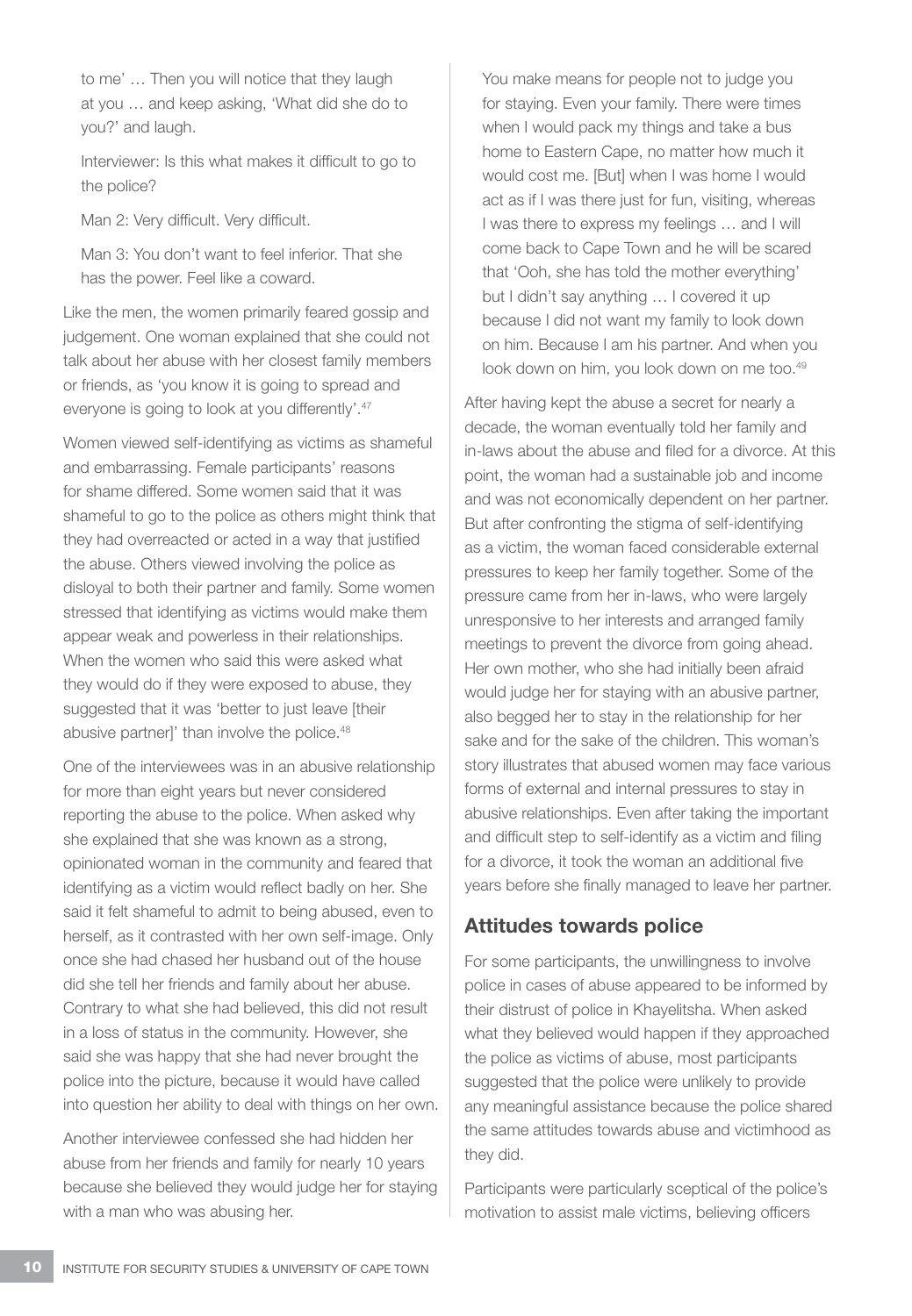to me' … Then you will notice that they laugh at you … and keep asking, 'What did she do to you?' and laugh.

Interviewer: Is this what makes it difficult to go to the police?

Man 2: Very difficult. Very difficult.

Man 3: You don't want to feel inferior. That she has the power. Feel like a coward.

Like the men, the women primarily feared gossip and judgement. One woman explained that she could not talk about her abuse with her closest family members or friends, as 'you know it is going to spread and everyone is going to look at you differently'.[47]

Women viewed self-identifying as victims as shameful and embarrassing. Female participants' reasons for shame differed. Some women said that it was shameful to go to the police as others might think that they had overreacted or acted in a way that justified the abuse. Others viewed involving the police as disloyal to both their partner and family. Some women stressed that identifying as victims would make them appear weak and powerless in their relationships. When the women who said this were asked what they would do if they were exposed to abuse, they suggested that it was 'better to just leave [their abusive partner]' than involve the police.[48]

One of the interviewees was in an abusive relationship for more than eight years but never considered reporting the abuse to the police. When asked why she explained that she was known as a strong, opinionated woman in the community and feared that identifying as a victim would reflect badly on her. She said it felt shameful to admit to being abused, even to herself, as it contrasted with her own self-image. Only once she had chased her husband out of the house did she tell her friends and family about her abuse. Contrary to what she had believed, this did not result in a loss of status in the community. However, she said she was happy that she had never brought the police into the picture, because it would have called into question her ability to deal with things on her own.

Another interviewee confessed she had hidden her abuse from her friends and family for nearly 10 years because she believed they would judge her for staying with a man who was abusing her.

You make means for people not to judge you for staying. Even your family. There were times when I would pack my things and take a bus home to Eastern Cape, no matter how much it would cost me. [But] when I was home I would act as if I was there just for fun, visiting, whereas I was there to express my feelings … and I will come back to Cape Town and he will be scared that 'Ooh, she has told the mother everything' but I didn't say anything … I covered it up because I did not want my family to look down on him. Because I am his partner. And when you look down on him, you look down on me too.[49]

After having kept the abuse a secret for nearly a decade, the woman eventually told her family and in-laws about the abuse and filed for a divorce. At this point, the woman had a sustainable job and income and was not economically dependent on her partner. But after confronting the stigma of self-identifying as a victim, the woman faced considerable external pressures to keep her family together. Some of the pressure came from her in-laws, who were largely unresponsive to her interests and arranged family meetings to prevent the divorce from going ahead. Her own mother, who she had initially been afraid would judge her for staying with an abusive partner, also begged her to stay in the relationship for her sake and for the sake of the children. This woman's story illustrates that abused women may face various forms of external and internal pressures to stay in abusive relationships. Even after taking the important and difficult step to self-identify as a victim and filing for a divorce, it took the woman an additional five years before she finally managed to leave her partner.

## Attitudes towards police

For some participants, the unwillingness to involve police in cases of abuse appeared to be informed by their distrust of police in Khayelitsha. When asked what they believed would happen if they approached the police as victims of abuse, most participants suggested that the police were unlikely to provide any meaningful assistance because the police shared the same attitudes towards abuse and victimhood as they did.

Participants were particularly sceptical of the police's motivation to assist male victims, believing officers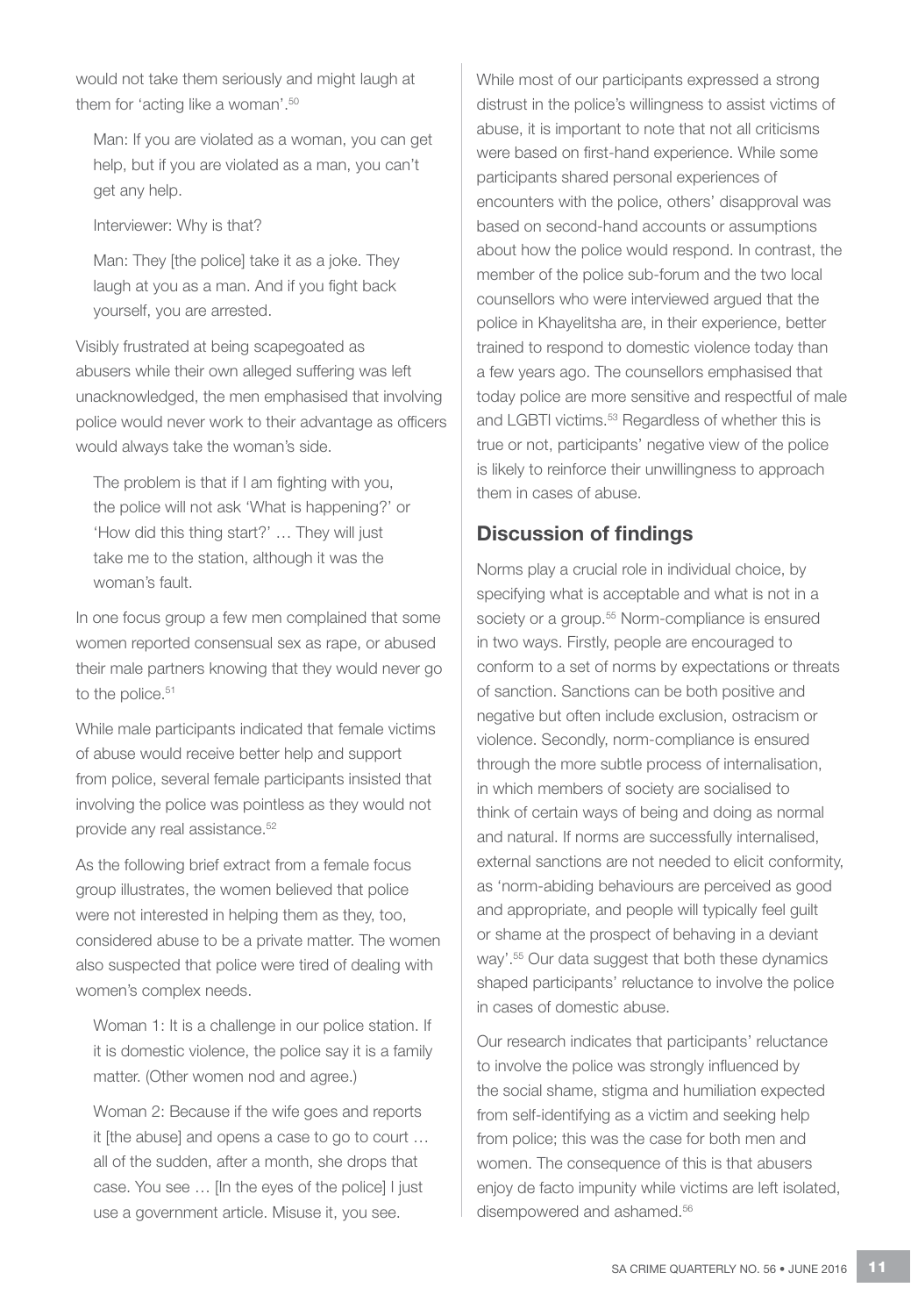would not take them seriously and might laugh at them for 'acting like a woman'.[50]

> Man: If you are violated as a woman, you can get help, but if you are violated as a man, you can't get any help.
>
> Interviewer: Why is that?
>
> Man: They [the police] take it as a joke. They laugh at you as a man. And if you fight back yourself, you are arrested.

Visibly frustrated at being scapegoated as abusers while their own alleged suffering was left unacknowledged, the men emphasised that involving police would never work to their advantage as officers would always take the woman's side.

> The problem is that if I am fighting with you, the police will not ask 'What is happening?' or 'How did this thing start?' … They will just take me to the station, although it was the woman's fault.

In one focus group a few men complained that some women reported consensual sex as rape, or abused their male partners knowing that they would never go to the police.[51]

While male participants indicated that female victims of abuse would receive better help and support from police, several female participants insisted that involving the police was pointless as they would not provide any real assistance.[52]

As the following brief extract from a female focus group illustrates, the women believed that police were not interested in helping them as they, too, considered abuse to be a private matter. The women also suspected that police were tired of dealing with women's complex needs.

> Woman 1: It is a challenge in our police station. If it is domestic violence, the police say it is a family matter. (Other women nod and agree.)
>
> Woman 2: Because if the wife goes and reports it [the abuse] and opens a case to go to court … all of the sudden, after a month, she drops that case. You see … [In the eyes of the police] I just use a government article. Misuse it, you see.

While most of our participants expressed a strong distrust in the police's willingness to assist victims of abuse, it is important to note that not all criticisms were based on first-hand experience. While some participants shared personal experiences of encounters with the police, others' disapproval was based on second-hand accounts or assumptions about how the police would respond. In contrast, the member of the police sub-forum and the two local counsellors who were interviewed argued that the police in Khayelitsha are, in their experience, better trained to respond to domestic violence today than a few years ago. The counsellors emphasised that today police are more sensitive and respectful of male and LGBTI victims.[53] Regardless of whether this is true or not, participants' negative view of the police is likely to reinforce their unwillingness to approach them in cases of abuse.

## Discussion of findings

Norms play a crucial role in individual choice, by specifying what is acceptable and what is not in a society or a group.[55] Norm-compliance is ensured in two ways. Firstly, people are encouraged to conform to a set of norms by expectations or threats of sanction. Sanctions can be both positive and negative but often include exclusion, ostracism or violence. Secondly, norm-compliance is ensured through the more subtle process of internalisation, in which members of society are socialised to think of certain ways of being and doing as normal and natural. If norms are successfully internalised, external sanctions are not needed to elicit conformity, as 'norm-abiding behaviours are perceived as good and appropriate, and people will typically feel guilt or shame at the prospect of behaving in a deviant way'.[55] Our data suggest that both these dynamics shaped participants' reluctance to involve the police in cases of domestic abuse.

Our research indicates that participants' reluctance to involve the police was strongly influenced by the social shame, stigma and humiliation expected from self-identifying as a victim and seeking help from police; this was the case for both men and women. The consequence of this is that abusers enjoy de facto impunity while victims are left isolated, disempowered and ashamed.[56]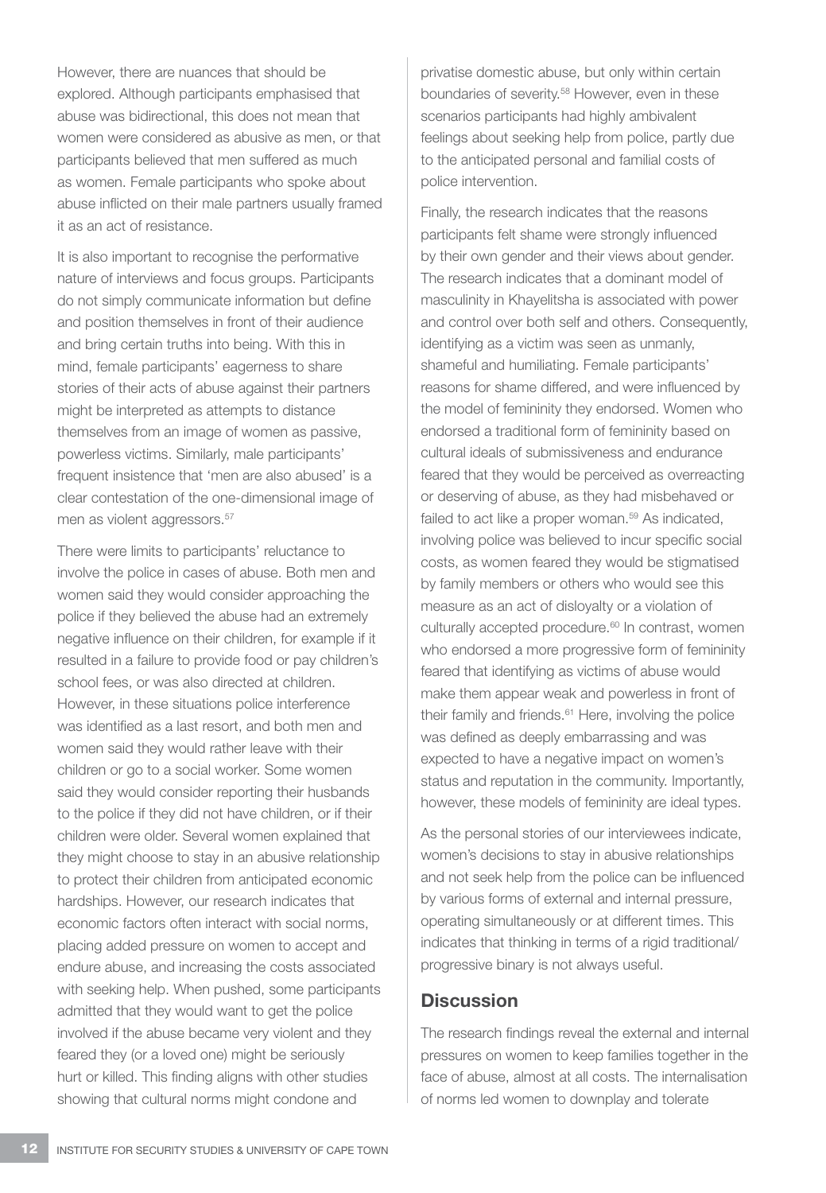However, there are nuances that should be explored. Although participants emphasised that abuse was bidirectional, this does not mean that women were considered as abusive as men, or that participants believed that men suffered as much as women. Female participants who spoke about abuse inflicted on their male partners usually framed it as an act of resistance.

It is also important to recognise the performative nature of interviews and focus groups. Participants do not simply communicate information but define and position themselves in front of their audience and bring certain truths into being. With this in mind, female participants' eagerness to share stories of their acts of abuse against their partners might be interpreted as attempts to distance themselves from an image of women as passive, powerless victims. Similarly, male participants' frequent insistence that 'men are also abused' is a clear contestation of the one-dimensional image of men as violent aggressors.[57]

There were limits to participants' reluctance to involve the police in cases of abuse. Both men and women said they would consider approaching the police if they believed the abuse had an extremely negative influence on their children, for example if it resulted in a failure to provide food or pay children's school fees, or was also directed at children. However, in these situations police interference was identified as a last resort, and both men and women said they would rather leave with their children or go to a social worker. Some women said they would consider reporting their husbands to the police if they did not have children, or if their children were older. Several women explained that they might choose to stay in an abusive relationship to protect their children from anticipated economic hardships. However, our research indicates that economic factors often interact with social norms, placing added pressure on women to accept and endure abuse, and increasing the costs associated with seeking help. When pushed, some participants admitted that they would want to get the police involved if the abuse became very violent and they feared they (or a loved one) might be seriously hurt or killed. This finding aligns with other studies showing that cultural norms might condone and privatise domestic abuse, but only within certain boundaries of severity.[58] However, even in these scenarios participants had highly ambivalent feelings about seeking help from police, partly due to the anticipated personal and familial costs of police intervention.

Finally, the research indicates that the reasons participants felt shame were strongly influenced by their own gender and their views about gender. The research indicates that a dominant model of masculinity in Khayelitsha is associated with power and control over both self and others. Consequently, identifying as a victim was seen as unmanly, shameful and humiliating. Female participants' reasons for shame differed, and were influenced by the model of femininity they endorsed. Women who endorsed a traditional form of femininity based on cultural ideals of submissiveness and endurance feared that they would be perceived as overreacting or deserving of abuse, as they had misbehaved or failed to act like a proper woman.[59] As indicated, involving police was believed to incur specific social costs, as women feared they would be stigmatised by family members or others who would see this measure as an act of disloyalty or a violation of culturally accepted procedure.[60] In contrast, women who endorsed a more progressive form of femininity feared that identifying as victims of abuse would make them appear weak and powerless in front of their family and friends.[61] Here, involving the police was defined as deeply embarrassing and was expected to have a negative impact on women's status and reputation in the community. Importantly, however, these models of femininity are ideal types.

As the personal stories of our interviewees indicate, women's decisions to stay in abusive relationships and not seek help from the police can be influenced by various forms of external and internal pressure, operating simultaneously or at different times. This indicates that thinking in terms of a rigid traditional/progressive binary is not always useful.

## Discussion

The research findings reveal the external and internal pressures on women to keep families together in the face of abuse, almost at all costs. The internalisation of norms led women to downplay and tolerate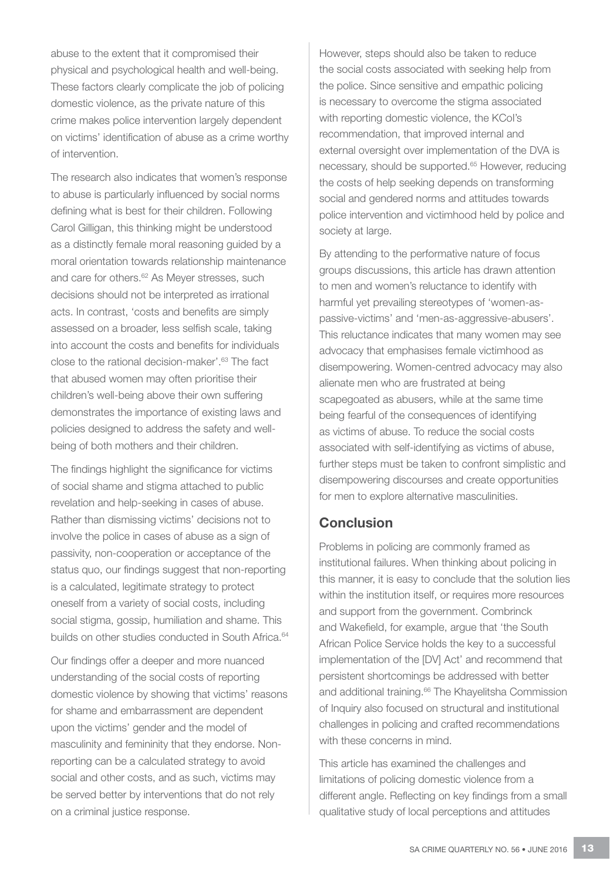abuse to the extent that it compromised their physical and psychological health and well-being. These factors clearly complicate the job of policing domestic violence, as the private nature of this crime makes police intervention largely dependent on victims' identification of abuse as a crime worthy of intervention.

The research also indicates that women's response to abuse is particularly influenced by social norms defining what is best for their children. Following Carol Gilligan, this thinking might be understood as a distinctly female moral reasoning guided by a moral orientation towards relationship maintenance and care for others.[62] As Meyer stresses, such decisions should not be interpreted as irrational acts. In contrast, 'costs and benefits are simply assessed on a broader, less selfish scale, taking into account the costs and benefits for individuals close to the rational decision-maker'.[63] The fact that abused women may often prioritise their children's well-being above their own suffering demonstrates the importance of existing laws and policies designed to address the safety and well-being of both mothers and their children.

The findings highlight the significance for victims of social shame and stigma attached to public revelation and help-seeking in cases of abuse. Rather than dismissing victims' decisions not to involve the police in cases of abuse as a sign of passivity, non-cooperation or acceptance of the status quo, our findings suggest that non-reporting is a calculated, legitimate strategy to protect oneself from a variety of social costs, including social stigma, gossip, humiliation and shame. This builds on other studies conducted in South Africa.[64]

Our findings offer a deeper and more nuanced understanding of the social costs of reporting domestic violence by showing that victims' reasons for shame and embarrassment are dependent upon the victims' gender and the model of masculinity and femininity that they endorse. Non-reporting can be a calculated strategy to avoid social and other costs, and as such, victims may be served better by interventions that do not rely on a criminal justice response.

However, steps should also be taken to reduce the social costs associated with seeking help from the police. Since sensitive and empathic policing is necessary to overcome the stigma associated with reporting domestic violence, the KCoI's recommendation, that improved internal and external oversight over implementation of the DVA is necessary, should be supported.[65] However, reducing the costs of help seeking depends on transforming social and gendered norms and attitudes towards police intervention and victimhood held by police and society at large.

By attending to the performative nature of focus groups discussions, this article has drawn attention to men and women's reluctance to identify with harmful yet prevailing stereotypes of 'women-as-passive-victims' and 'men-as-aggressive-abusers'. This reluctance indicates that many women may see advocacy that emphasises female victimhood as disempowering. Women-centred advocacy may also alienate men who are frustrated at being scapegoated as abusers, while at the same time being fearful of the consequences of identifying as victims of abuse. To reduce the social costs associated with self-identifying as victims of abuse, further steps must be taken to confront simplistic and disempowering discourses and create opportunities for men to explore alternative masculinities.

## Conclusion

Problems in policing are commonly framed as institutional failures. When thinking about policing in this manner, it is easy to conclude that the solution lies within the institution itself, or requires more resources and support from the government. Combrinck and Wakefield, for example, argue that 'the South African Police Service holds the key to a successful implementation of the [DV] Act' and recommend that persistent shortcomings be addressed with better and additional training.[66] The Khayelitsha Commission of Inquiry also focused on structural and institutional challenges in policing and crafted recommendations with these concerns in mind.

This article has examined the challenges and limitations of policing domestic violence from a different angle. Reflecting on key findings from a small qualitative study of local perceptions and attitudes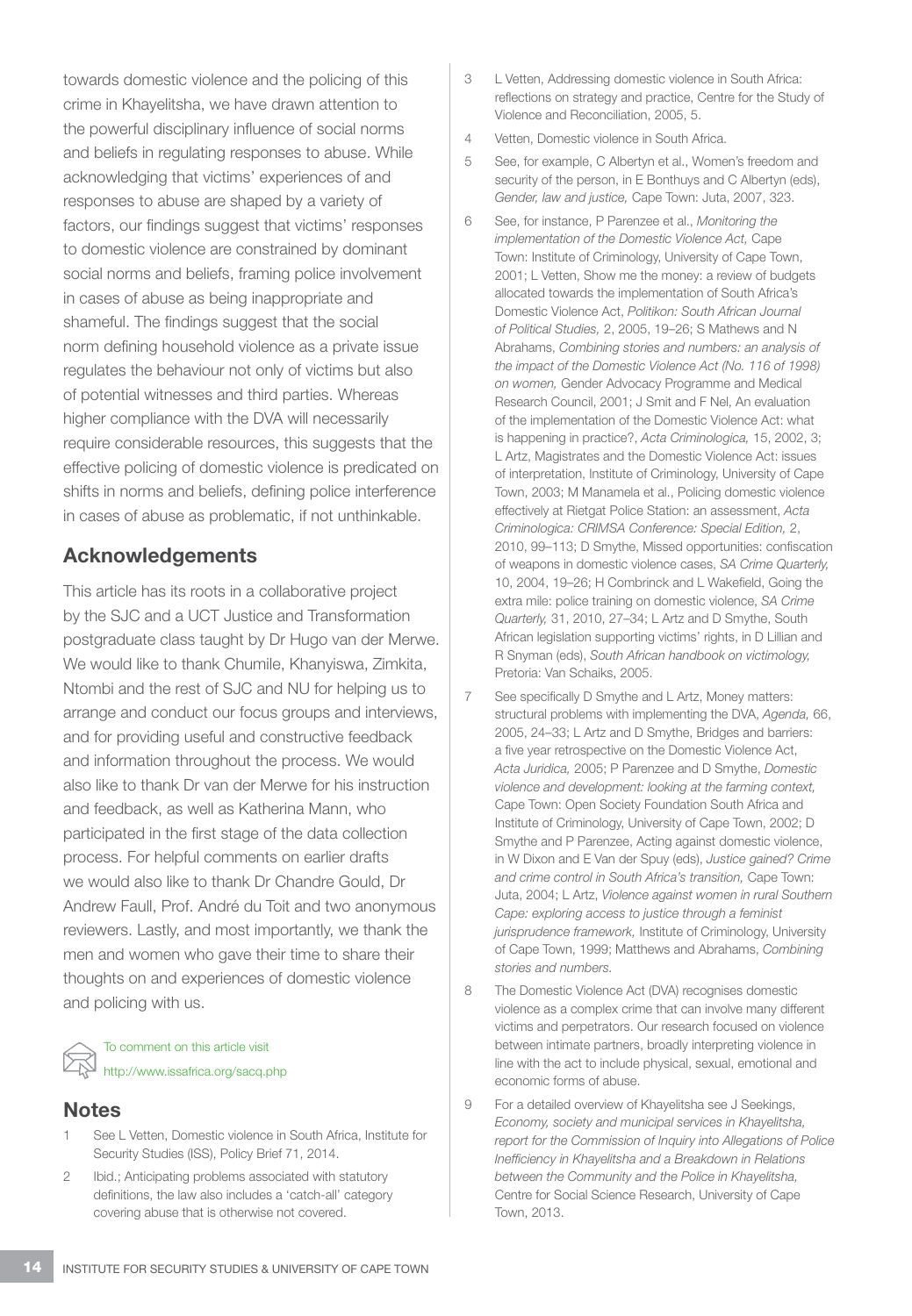towards domestic violence and the policing of this crime in Khayelitsha, we have drawn attention to the powerful disciplinary influence of social norms and beliefs in regulating responses to abuse. While acknowledging that victims' experiences of and responses to abuse are shaped by a variety of factors, our findings suggest that victims' responses to domestic violence are constrained by dominant social norms and beliefs, framing police involvement in cases of abuse as being inappropriate and shameful. The findings suggest that the social norm defining household violence as a private issue regulates the behaviour not only of victims but also of potential witnesses and third parties. Whereas higher compliance with the DVA will necessarily require considerable resources, this suggests that the effective policing of domestic violence is predicated on shifts in norms and beliefs, defining police interference in cases of abuse as problematic, if not unthinkable.

## Acknowledgements

This article has its roots in a collaborative project by the SJC and a UCT Justice and Transformation postgraduate class taught by Dr Hugo van der Merwe. We would like to thank Chumile, Khanyiswa, Zimkita, Ntombi and the rest of SJC and NU for helping us to arrange and conduct our focus groups and interviews, and for providing useful and constructive feedback and information throughout the process. We would also like to thank Dr van der Merwe for his instruction and feedback, as well as Katherina Mann, who participated in the first stage of the data collection process. For helpful comments on earlier drafts we would also like to thank Dr Chandre Gould, Dr Andrew Faull, Prof. André du Toit and two anonymous reviewers. Lastly, and most importantly, we thank the men and women who gave their time to share their thoughts on and experiences of domestic violence and policing with us.

To comment on this article visit http://www.issafrica.org/sacq.php

## Notes

1. See L Vetten, Domestic violence in South Africa, Institute for Security Studies (ISS), Policy Brief 71, 2014.
2. Ibid.; Anticipating problems associated with statutory definitions, the law also includes a 'catch-all' category covering abuse that is otherwise not covered.
3. L Vetten, Addressing domestic violence in South Africa: reflections on strategy and practice, Centre for the Study of Violence and Reconciliation, 2005, 5.
4. Vetten, Domestic violence in South Africa.
5. See, for example, C Albertyn et al., Women's freedom and security of the person, in E Bonthuys and C Albertyn (eds), *Gender, law and justice,* Cape Town: Juta, 2007, 323.
6. See, for instance, P Parenzee et al., *Monitoring the implementation of the Domestic Violence Act,* Cape Town: Institute of Criminology, University of Cape Town, 2001; L Vetten, Show me the money: a review of budgets allocated towards the implementation of South Africa's Domestic Violence Act, *Politikon: South African Journal of Political Studies,* 2, 2005, 19–26; S Mathews and N Abrahams, *Combining stories and numbers: an analysis of the impact of the Domestic Violence Act (No. 116 of 1998) on women,* Gender Advocacy Programme and Medical Research Council, 2001; J Smit and F Nel, An evaluation of the implementation of the Domestic Violence Act: what is happening in practice?, *Acta Criminologica,* 15, 2002, 3; L Artz, Magistrates and the Domestic Violence Act: issues of interpretation, Institute of Criminology, University of Cape Town, 2003; M Manamela et al., Policing domestic violence effectively at Rietgat Police Station: an assessment, *Acta Criminologica: CRIMSA Conference: Special Edition,* 2, 2010, 99–113; D Smythe, Missed opportunities: confiscation of weapons in domestic violence cases, *SA Crime Quarterly,* 10, 2004, 19–26; H Combrinck and L Wakefield, Going the extra mile: police training on domestic violence, *SA Crime Quarterly,* 31, 2010, 27–34; L Artz and D Smythe, South African legislation supporting victims' rights, in D Lillian and R Snyman (eds), *South African handbook on victimology,* Pretoria: Van Schaiks, 2005.
7. See specifically D Smythe and L Artz, Money matters: structural problems with implementing the DVA, *Agenda,* 66, 2005, 24–33; L Artz and D Smythe, Bridges and barriers: a five year retrospective on the Domestic Violence Act, *Acta Juridica,* 2005; P Parenzee and D Smythe, *Domestic violence and development: looking at the farming context,* Cape Town: Open Society Foundation South Africa and Institute of Criminology, University of Cape Town, 2002; D Smythe and P Parenzee, Acting against domestic violence, in W Dixon and E Van der Spuy (eds), *Justice gained? Crime and crime control in South Africa's transition,* Cape Town: Juta, 2004; L Artz, *Violence against women in rural Southern Cape: exploring access to justice through a feminist jurisprudence framework,* Institute of Criminology, University of Cape Town, 1999; Matthews and Abrahams, *Combining stories and numbers.*
8. The Domestic Violence Act (DVA) recognises domestic violence as a complex crime that can involve many different victims and perpetrators. Our research focused on violence between intimate partners, broadly interpreting violence in line with the act to include physical, sexual, emotional and economic forms of abuse.
9. For a detailed overview of Khayelitsha see J Seekings, *Economy, society and municipal services in Khayelitsha, report for the Commission of Inquiry into Allegations of Police Inefficiency in Khayelitsha and a Breakdown in Relations between the Community and the Police in Khayelitsha,* Centre for Social Science Research, University of Cape Town, 2013.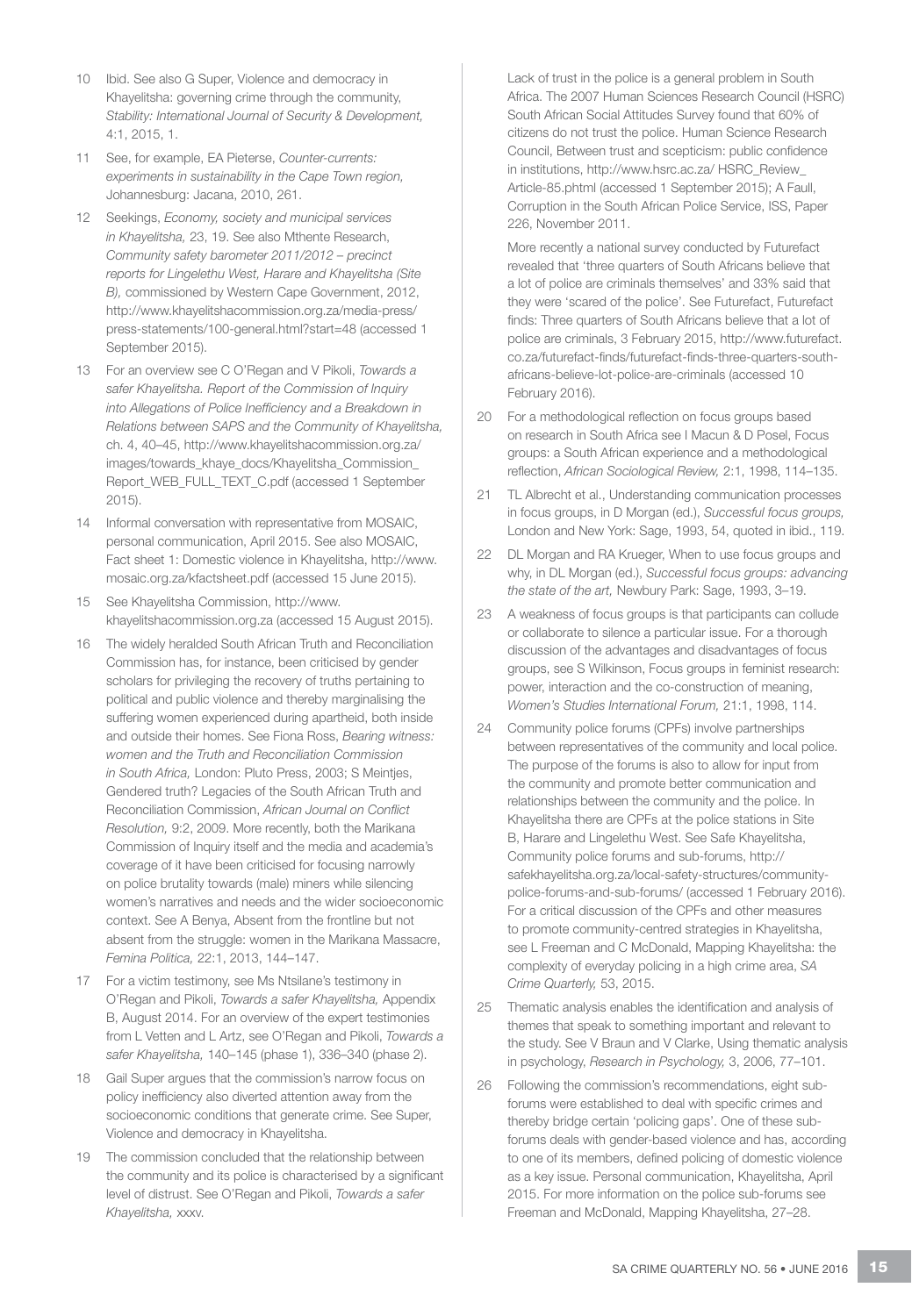10 Ibid. See also G Super, Violence and democracy in Khayelitsha: governing crime through the community, *Stability: International Journal of Security & Development,* 4:1, 2015, 1.

11 See, for example, EA Pieterse, *Counter-currents: experiments in sustainability in the Cape Town region,* Johannesburg: Jacana, 2010, 261.

12 Seekings, *Economy, society and municipal services in Khayelitsha,* 23, 19. See also Mthente Research, *Community safety barometer 2011/2012 – precinct reports for Lingelethu West, Harare and Khayelitsha (Site B),* commissioned by Western Cape Government, 2012, http://www.khayelitshacommission.org.za/media-press/press-statements/100-general.html?start=48 (accessed 1 September 2015).

13 For an overview see C O'Regan and V Pikoli, *Towards a safer Khayelitsha. Report of the Commission of Inquiry into Allegations of Police Inefficiency and a Breakdown in Relations between SAPS and the Community of Khayelitsha,* ch. 4, 40–45, http://www.khayelitshacommission.org.za/images/towards_khaye_docs/Khayelitsha_Commission_Report_WEB_FULL_TEXT_C.pdf (accessed 1 September 2015).

14 Informal conversation with representative from MOSAIC, personal communication, April 2015. See also MOSAIC, Fact sheet 1: Domestic violence in Khayelitsha, http://www.mosaic.org.za/kfactsheet.pdf (accessed 15 June 2015).

15 See Khayelitsha Commission, http://www.khayelitshacommission.org.za (accessed 15 August 2015).

16 The widely heralded South African Truth and Reconciliation Commission has, for instance, been criticised by gender scholars for privileging the recovery of truths pertaining to political and public violence and thereby marginalising the suffering women experienced during apartheid, both inside and outside their homes. See Fiona Ross, *Bearing witness: women and the Truth and Reconciliation Commission in South Africa,* London: Pluto Press, 2003; S Meintjes, Gendered truth? Legacies of the South African Truth and Reconciliation Commission, *African Journal on Conflict Resolution,* 9:2, 2009. More recently, both the Marikana Commission of Inquiry itself and the media and academia's coverage of it have been criticised for focusing narrowly on police brutality towards (male) miners while silencing women's narratives and needs and the wider socioeconomic context. See A Benya, Absent from the frontline but not absent from the struggle: women in the Marikana Massacre, *Femina Politica,* 22:1, 2013, 144–147.

17 For a victim testimony, see Ms Ntsilane's testimony in O'Regan and Pikoli, *Towards a safer Khayelitsha,* Appendix B, August 2014. For an overview of the expert testimonies from L Vetten and L Artz, see O'Regan and Pikoli, *Towards a safer Khayelitsha,* 140–145 (phase 1), 336–340 (phase 2).

18 Gail Super argues that the commission's narrow focus on policy inefficiency also diverted attention away from the socioeconomic conditions that generate crime. See Super, Violence and democracy in Khayelitsha.

19 The commission concluded that the relationship between the community and its police is characterised by a significant level of distrust. See O'Regan and Pikoli, *Towards a safer Khayelitsha,* xxxv.

Lack of trust in the police is a general problem in South Africa. The 2007 Human Sciences Research Council (HSRC) South African Social Attitudes Survey found that 60% of citizens do not trust the police. Human Science Research Council, Between trust and scepticism: public confidence in institutions, http://www.hsrc.ac.za/ HSRC_Review_Article-85.phtml (accessed 1 September 2015); A Faull, Corruption in the South African Police Service, ISS, Paper 226, November 2011.

More recently a national survey conducted by Futurefact revealed that 'three quarters of South Africans believe that a lot of police are criminals themselves' and 33% said that they were 'scared of the police'. See Futurefact, Futurefact finds: Three quarters of South Africans believe that a lot of police are criminals, 3 February 2015, http://www.futurefact.co.za/futurefact-finds/futurefact-finds-three-quarters-south-africans-believe-lot-police-are-criminals (accessed 10 February 2016).

20 For a methodological reflection on focus groups based on research in South Africa see I Macun & D Posel, Focus groups: a South African experience and a methodological reflection, *African Sociological Review,* 2:1, 1998, 114–135.

21 TL Albrecht et al., Understanding communication processes in focus groups, in D Morgan (ed.), *Successful focus groups,* London and New York: Sage, 1993, 54, quoted in ibid., 119.

22 DL Morgan and RA Krueger, When to use focus groups and why, in DL Morgan (ed.), *Successful focus groups: advancing the state of the art,* Newbury Park: Sage, 1993, 3–19.

23 A weakness of focus groups is that participants can collude or collaborate to silence a particular issue. For a thorough discussion of the advantages and disadvantages of focus groups, see S Wilkinson, Focus groups in feminist research: power, interaction and the co-construction of meaning, *Women's Studies International Forum,* 21:1, 1998, 114.

24 Community police forums (CPFs) involve partnerships between representatives of the community and local police. The purpose of the forums is also to allow for input from the community and promote better communication and relationships between the community and the police. In Khayelitsha there are CPFs at the police stations in Site B, Harare and Lingelethu West. See Safe Khayelitsha, Community police forums and sub-forums, http://safekhayelitsha.org.za/local-safety-structures/community-police-forums-and-sub-forums/ (accessed 1 February 2016). For a critical discussion of the CPFs and other measures to promote community-centred strategies in Khayelitsha, see L Freeman and C McDonald, Mapping Khayelitsha: the complexity of everyday policing in a high crime area, *SA Crime Quarterly,* 53, 2015.

25 Thematic analysis enables the identification and analysis of themes that speak to something important and relevant to the study. See V Braun and V Clarke, Using thematic analysis in psychology, *Research in Psychology,* 3, 2006, 77–101.

26 Following the commission's recommendations, eight sub-forums were established to deal with specific crimes and thereby bridge certain 'policing gaps'. One of these sub-forums deals with gender-based violence and has, according to one of its members, defined policing of domestic violence as a key issue. Personal communication, Khayelitsha, April 2015. For more information on the police sub-forums see Freeman and McDonald, Mapping Khayelitsha, 27–28.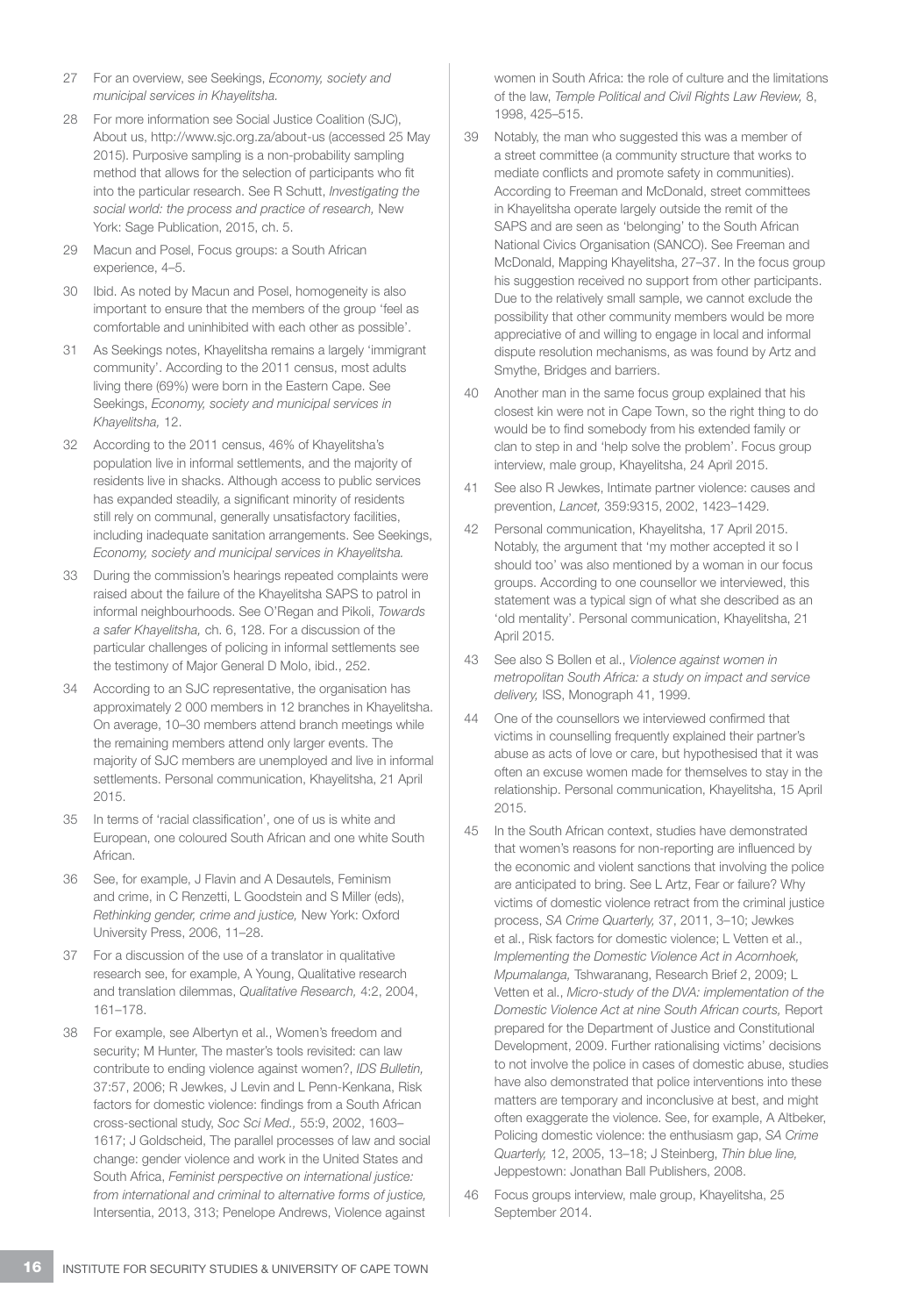27 For an overview, see Seekings, *Economy, society and municipal services in Khayelitsha.*

28 For more information see Social Justice Coalition (SJC), About us, http://www.sjc.org.za/about-us (accessed 25 May 2015). Purposive sampling is a non-probability sampling method that allows for the selection of participants who fit into the particular research. See R Schutt, *Investigating the social world: the process and practice of research,* New York: Sage Publication, 2015, ch. 5.

29 Macun and Posel, Focus groups: a South African experience, 4–5.

30 Ibid. As noted by Macun and Posel, homogeneity is also important to ensure that the members of the group 'feel as comfortable and uninhibited with each other as possible'.

31 As Seekings notes, Khayelitsha remains a largely 'immigrant community'. According to the 2011 census, most adults living there (69%) were born in the Eastern Cape. See Seekings, *Economy, society and municipal services in Khayelitsha,* 12.

32 According to the 2011 census, 46% of Khayelitsha's population live in informal settlements, and the majority of residents live in shacks. Although access to public services has expanded steadily, a significant minority of residents still rely on communal, generally unsatisfactory facilities, including inadequate sanitation arrangements. See Seekings, *Economy, society and municipal services in Khayelitsha.*

33 During the commission's hearings repeated complaints were raised about the failure of the Khayelitsha SAPS to patrol in informal neighbourhoods. See O'Regan and Pikoli, *Towards a safer Khayelitsha,* ch. 6, 128. For a discussion of the particular challenges of policing in informal settlements see the testimony of Major General D Molo, ibid., 252.

34 According to an SJC representative, the organisation has approximately 2 000 members in 12 branches in Khayelitsha. On average, 10–30 members attend branch meetings while the remaining members attend only larger events. The majority of SJC members are unemployed and live in informal settlements. Personal communication, Khayelitsha, 21 April 2015.

35 In terms of 'racial classification', one of us is white and European, one coloured South African and one white South African.

36 See, for example, J Flavin and A Desautels, Feminism and crime, in C Renzetti, L Goodstein and S Miller (eds), *Rethinking gender, crime and justice,* New York: Oxford University Press, 2006, 11–28.

37 For a discussion of the use of a translator in qualitative research see, for example, A Young, Qualitative research and translation dilemmas, *Qualitative Research,* 4:2, 2004, 161–178.

38 For example, see Albertyn et al., Women's freedom and security; M Hunter, The master's tools revisited: can law contribute to ending violence against women?, *IDS Bulletin,* 37:57, 2006; R Jewkes, J Levin and L Penn-Kenkana, Risk factors for domestic violence: findings from a South African cross-sectional study, *Soc Sci Med.,* 55:9, 2002, 1603–1617; J Goldscheid, The parallel processes of law and social change: gender violence and work in the United States and South Africa, *Feminist perspective on international justice: from international and criminal to alternative forms of justice,* Intersentia, 2013, 313; Penelope Andrews, Violence against women in South Africa: the role of culture and the limitations of the law, *Temple Political and Civil Rights Law Review,* 8, 1998, 425–515.

39 Notably, the man who suggested this was a member of a street committee (a community structure that works to mediate conflicts and promote safety in communities). According to Freeman and McDonald, street committees in Khayelitsha operate largely outside the remit of the SAPS and are seen as 'belonging' to the South African National Civics Organisation (SANCO). See Freeman and McDonald, Mapping Khayelitsha, 27–37. In the focus group his suggestion received no support from other participants. Due to the relatively small sample, we cannot exclude the possibility that other community members would be more appreciative of and willing to engage in local and informal dispute resolution mechanisms, as was found by Artz and Smythe, Bridges and barriers.

40 Another man in the same focus group explained that his closest kin were not in Cape Town, so the right thing to do would be to find somebody from his extended family or clan to step in and 'help solve the problem'. Focus group interview, male group, Khayelitsha, 24 April 2015.

41 See also R Jewkes, Intimate partner violence: causes and prevention, *Lancet,* 359:9315, 2002, 1423–1429.

42 Personal communication, Khayelitsha, 17 April 2015. Notably, the argument that 'my mother accepted it so I should too' was also mentioned by a woman in our focus groups. According to one counsellor we interviewed, this statement was a typical sign of what she described as an 'old mentality'. Personal communication, Khayelitsha, 21 April 2015.

43 See also S Bollen et al., *Violence against women in metropolitan South Africa: a study on impact and service delivery,* ISS, Monograph 41, 1999.

44 One of the counsellors we interviewed confirmed that victims in counselling frequently explained their partner's abuse as acts of love or care, but hypothesised that it was often an excuse women made for themselves to stay in the relationship. Personal communication, Khayelitsha, 15 April 2015.

45 In the South African context, studies have demonstrated that women's reasons for non-reporting are influenced by the economic and violent sanctions that involving the police are anticipated to bring. See L Artz, Fear or failure? Why victims of domestic violence retract from the criminal justice process, *SA Crime Quarterly,* 37, 2011, 3–10; Jewkes et al., Risk factors for domestic violence; L Vetten et al., *Implementing the Domestic Violence Act in Acornhoek, Mpumalanga,* Tshwaranang, Research Brief 2, 2009; L Vetten et al., *Micro-study of the DVA: implementation of the Domestic Violence Act at nine South African courts,* Report prepared for the Department of Justice and Constitutional Development, 2009. Further rationalising victims' decisions to not involve the police in cases of domestic abuse, studies have also demonstrated that police interventions into these matters are temporary and inconclusive at best, and might often exaggerate the violence. See, for example, A Altbeker, Policing domestic violence: the enthusiasm gap, *SA Crime Quarterly,* 12, 2005, 13–18; J Steinberg, *Thin blue line,* Jeppestown: Jonathan Ball Publishers, 2008.

46 Focus groups interview, male group, Khayelitsha, 25 September 2014.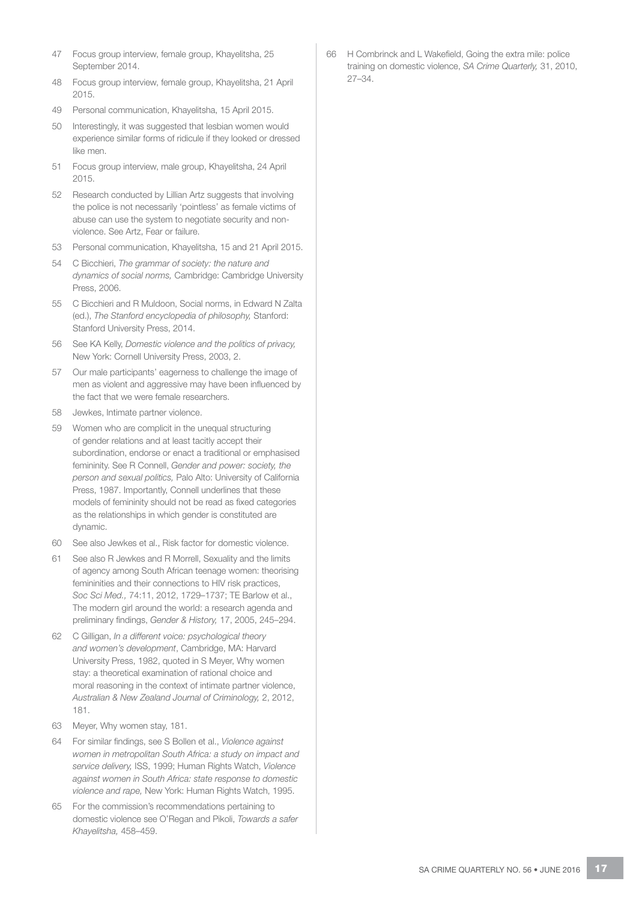47 Focus group interview, female group, Khayelitsha, 25 September 2014.

48 Focus group interview, female group, Khayelitsha, 21 April 2015.

49 Personal communication, Khayelitsha, 15 April 2015.

50 Interestingly, it was suggested that lesbian women would experience similar forms of ridicule if they looked or dressed like men.

51 Focus group interview, male group, Khayelitsha, 24 April 2015.

52 Research conducted by Lillian Artz suggests that involving the police is not necessarily 'pointless' as female victims of abuse can use the system to negotiate security and non-violence. See Artz, Fear or failure.

53 Personal communication, Khayelitsha, 15 and 21 April 2015.

54 C Bicchieri, *The grammar of society: the nature and dynamics of social norms,* Cambridge: Cambridge University Press, 2006.

55 C Bicchieri and R Muldoon, Social norms, in Edward N Zalta (ed.), *The Stanford encyclopedia of philosophy,* Stanford: Stanford University Press, 2014.

56 See KA Kelly, *Domestic violence and the politics of privacy,* New York: Cornell University Press, 2003, 2.

57 Our male participants' eagerness to challenge the image of men as violent and aggressive may have been influenced by the fact that we were female researchers.

58 Jewkes, Intimate partner violence.

59 Women who are complicit in the unequal structuring of gender relations and at least tacitly accept their subordination, endorse or enact a traditional or emphasised femininity. See R Connell, *Gender and power: society, the person and sexual politics,* Palo Alto: University of California Press, 1987. Importantly, Connell underlines that these models of femininity should not be read as fixed categories as the relationships in which gender is constituted are dynamic.

60 See also Jewkes et al., Risk factor for domestic violence.

61 See also R Jewkes and R Morrell, Sexuality and the limits of agency among South African teenage women: theorising femininities and their connections to HIV risk practices, *Soc Sci Med.,* 74:11, 2012, 1729–1737; TE Barlow et al., The modern girl around the world: a research agenda and preliminary findings, *Gender & History,* 17, 2005, 245–294.

62 C Gilligan, *In a different voice: psychological theory and women's development*, Cambridge, MA: Harvard University Press, 1982, quoted in S Meyer, Why women stay: a theoretical examination of rational choice and moral reasoning in the context of intimate partner violence, *Australian & New Zealand Journal of Criminology,* 2, 2012, 181.

63 Meyer, Why women stay, 181.

64 For similar findings, see S Bollen et al., *Violence against women in metropolitan South Africa: a study on impact and service delivery,* ISS, 1999; Human Rights Watch, *Violence against women in South Africa: state response to domestic violence and rape,* New York: Human Rights Watch, 1995.

65 For the commission's recommendations pertaining to domestic violence see O'Regan and Pikoli, *Towards a safer Khayelitsha,* 458–459.

66 H Combrinck and L Wakefield, Going the extra mile: police training on domestic violence, *SA Crime Quarterly,* 31, 2010, 27–34.